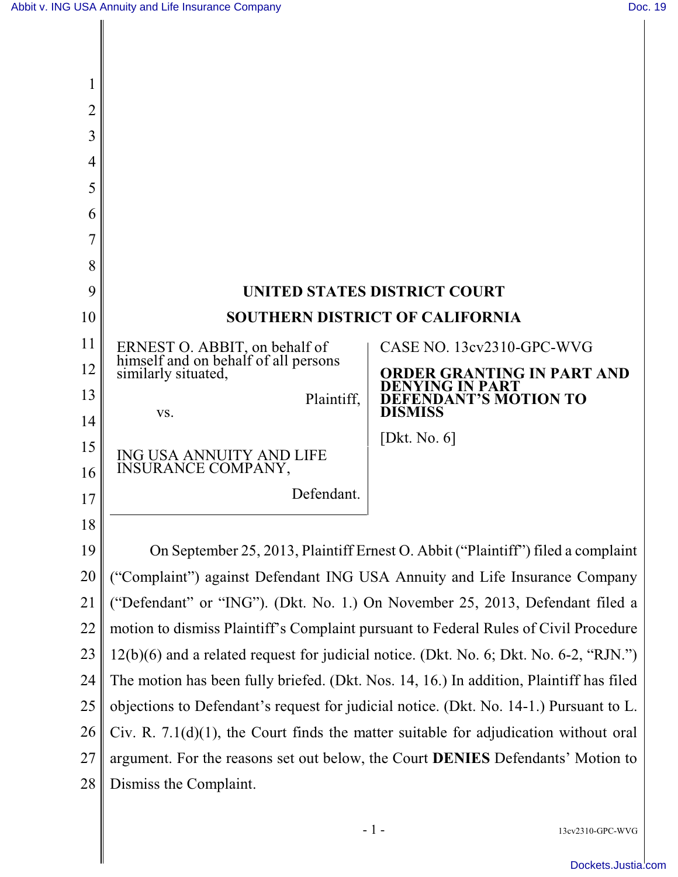# UNITED STATES DISTRICT COURT

# SOUTHERN DISTRICT OF CALIFORNIA

ERNEST O. ABBIT, on behalf of himself and on behalf of all persons similarly situated,

Plaintiff,

vs.

ING USA ANNUITY AND LIFE INSURANCE COMPANY,

Defendant.

CASE NO. 13cv2310-GPC-WVG

**ORDER GRANTING IN PART AND DENYING IN PART DEFENDANT'S MOTION TO DISMISS**

[Dkt. No. 6]

On September 25, 2013, Plaintiff Ernest O. Abbit ("Plaintiff") filed a complaint ("Complaint") against Defendant ING USA Annuity and Life Insurance Company ("Defendant" or "ING"). (Dkt. No. 1.) On November 25, 2013, Defendant filed a motion to dismiss Plaintiff's Complaint pursuant to Federal Rules of Civil Procedure 12(b)(6) and a related request for judicial notice. (Dkt. No. 6; Dkt. No. 6-2, "RJN.") The motion has been fully briefed. (Dkt. Nos. 14, 16.) In addition, Plaintiff has filed objections to Defendant's request for judicial notice. (Dkt. No. 14-1.) Pursuant to L. Civ. R. 7.1(d)(1), the Court finds the matter suitable for adjudication without oral argument. For the reasons set out below, the Court **DENIES** Defendants' Motion to Dismiss the Complaint.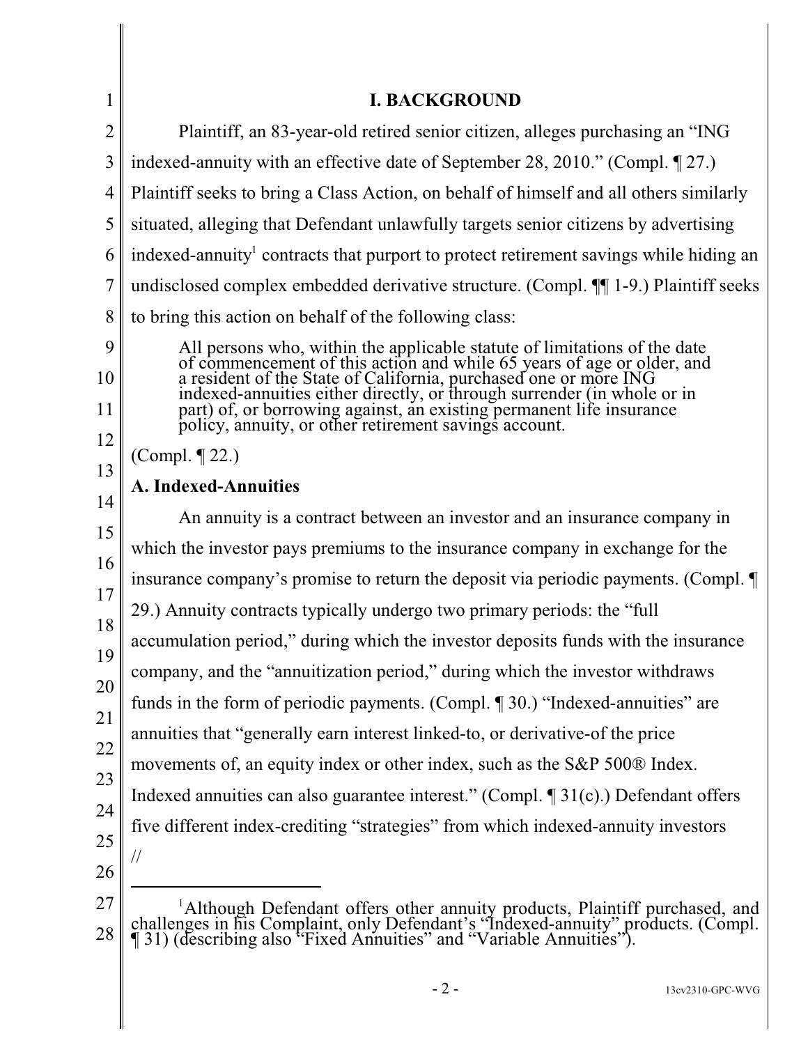# I. BACKGROUND

Plaintiff, an 83-year-old retired senior citizen, alleges purchasing an "ING indexed-annuity with an effective date of September 28, 2010." (Compl. ¶ 27.) Plaintiff seeks to bring a Class Action, on behalf of himself and all others similarly situated, alleging that Defendant unlawfully targets senior citizens by advertising indexed-annuity[1] contracts that purport to protect retirement savings while hiding an undisclosed complex embedded derivative structure. (Compl. ¶¶ 1-9.) Plaintiff seeks to bring this action on behalf of the following class:

> All persons who, within the applicable statute of limitations of the date of commencement of this action and while 65 years of age or older, and a resident of the State of California, purchased one or more ING indexed-annuities either directly, or through surrender (in whole or in part) of, or borrowing against, an existing permanent life insurance policy, annuity, or other retirement savings account.

(Compl. ¶ 22.)

## A. Indexed-Annuities

An annuity is a contract between an investor and an insurance company in which the investor pays premiums to the insurance company in exchange for the insurance company's promise to return the deposit via periodic payments. (Compl. ¶ 29.) Annuity contracts typically undergo two primary periods: the "full accumulation period," during which the investor deposits funds with the insurance company, and the "annuitization period," during which the investor withdraws funds in the form of periodic payments. (Compl. ¶ 30.) "Indexed-annuities" are annuities that "generally earn interest linked-to, or derivative-of the price movements of, an equity index or other index, such as the S&P 500® Index. Indexed annuities can also guarantee interest." (Compl. ¶ 31(c).) Defendant offers five different index-crediting "strategies" from which indexed-annuity investors

//

---

[1] Although Defendant offers other annuity products, Plaintiff purchased, and challenges in his Complaint, only Defendant's "Indexed-annuity" products. (Compl. ¶ 31) (describing also "Fixed Annuities" and "Variable Annuities").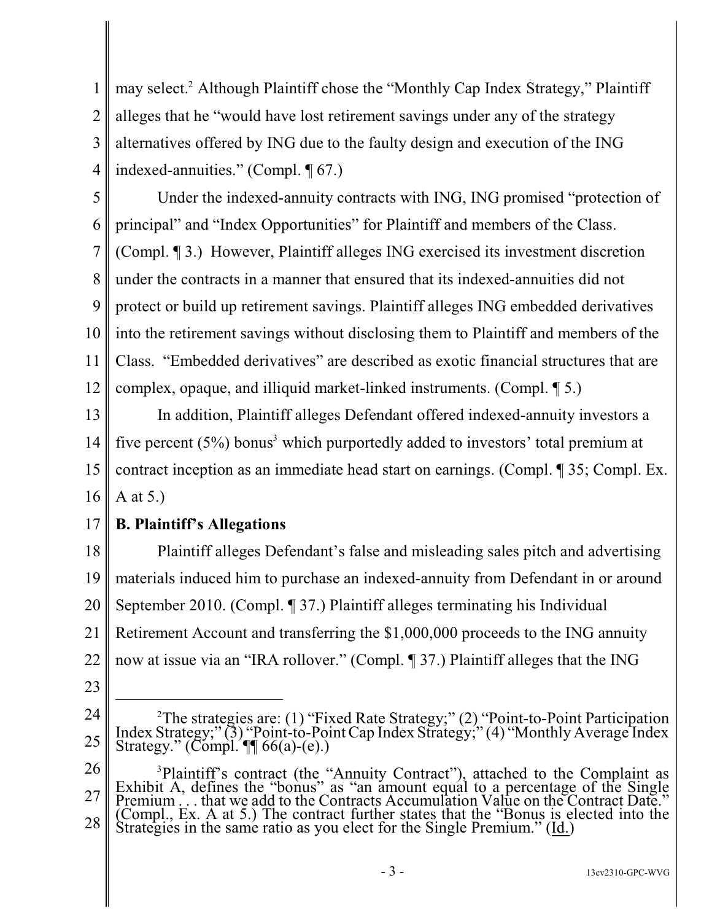may select.[2] Although Plaintiff chose the "Monthly Cap Index Strategy," Plaintiff alleges that he "would have lost retirement savings under any of the strategy alternatives offered by ING due to the faulty design and execution of the ING indexed-annuities." (Compl. ¶ 67.)

Under the indexed-annuity contracts with ING, ING promised "protection of principal" and "Index Opportunities" for Plaintiff and members of the Class. (Compl. ¶ 3.) However, Plaintiff alleges ING exercised its investment discretion under the contracts in a manner that ensured that its indexed-annuities did not protect or build up retirement savings. Plaintiff alleges ING embedded derivatives into the retirement savings without disclosing them to Plaintiff and members of the Class. "Embedded derivatives" are described as exotic financial structures that are complex, opaque, and illiquid market-linked instruments. (Compl. ¶ 5.)

In addition, Plaintiff alleges Defendant offered indexed-annuity investors a five percent (5%) bonus[3] which purportedly added to investors' total premium at contract inception as an immediate head start on earnings. (Compl. ¶ 35; Compl. Ex. A at 5.)

**B. Plaintiff's Allegations**

Plaintiff alleges Defendant's false and misleading sales pitch and advertising materials induced him to purchase an indexed-annuity from Defendant in or around September 2010. (Compl. ¶ 37.) Plaintiff alleges terminating his Individual Retirement Account and transferring the $1,000,000 proceeds to the ING annuity now at issue via an "IRA rollover." (Compl. ¶ 37.) Plaintiff alleges that the ING

---

[2] The strategies are: (1) "Fixed Rate Strategy;" (2) "Point-to-Point Participation Index Strategy;" (3) "Point-to-Point Cap Index Strategy;" (4) "Monthly Average Index Strategy." (Compl. ¶¶ 66(a)-(e).)

[3] Plaintiff's contract (the "Annuity Contract"), attached to the Complaint as Exhibit A, defines the "bonus" as "an amount equal to a percentage of the Single Premium . . . that we add to the Contracts Accumulation Value on the Contract Date." (Compl., Ex. A at 5.) The contract further states that the "Bonus is elected into the Strategies in the same ratio as you elect for the Single Premium." (Id.)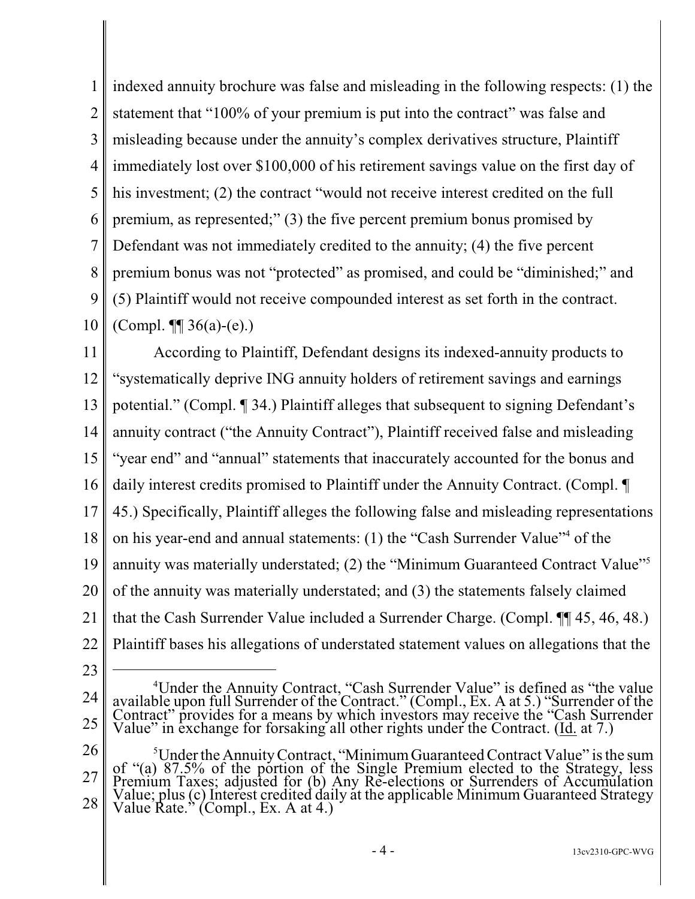indexed annuity brochure was false and misleading in the following respects: (1) the statement that "100% of your premium is put into the contract" was false and misleading because under the annuity's complex derivatives structure, Plaintiff immediately lost over $100,000 of his retirement savings value on the first day of his investment; (2) the contract "would not receive interest credited on the full premium, as represented;" (3) the five percent premium bonus promised by Defendant was not immediately credited to the annuity; (4) the five percent premium bonus was not "protected" as promised, and could be "diminished;" and (5) Plaintiff would not receive compounded interest as set forth in the contract. (Compl. ¶¶ 36(a)-(e).)

According to Plaintiff, Defendant designs its indexed-annuity products to "systematically deprive ING annuity holders of retirement savings and earnings potential." (Compl. ¶ 34.) Plaintiff alleges that subsequent to signing Defendant's annuity contract ("the Annuity Contract"), Plaintiff received false and misleading "year end" and "annual" statements that inaccurately accounted for the bonus and daily interest credits promised to Plaintiff under the Annuity Contract. (Compl. ¶ 45.) Specifically, Plaintiff alleges the following false and misleading representations on his year-end and annual statements: (1) the "Cash Surrender Value"[4] of the annuity was materially understated; (2) the "Minimum Guaranteed Contract Value"[5] of the annuity was materially understated; and (3) the statements falsely claimed that the Cash Surrender Value included a Surrender Charge. (Compl. ¶¶ 45, 46, 48.) Plaintiff bases his allegations of understated statement values on allegations that the

---

[4] Under the Annuity Contract, "Cash Surrender Value" is defined as "the value available upon full Surrender of the Contract." (Compl., Ex. A at 5.) "Surrender of the Contract" provides for a means by which investors may receive the "Cash Surrender Value" in exchange for forsaking all other rights under the Contract. (Id. at 7.)

[5] Under the Annuity Contract, "Minimum Guaranteed Contract Value" is the sum of "(a) 87.5% of the portion of the Single Premium elected to the Strategy, less Premium Taxes; adjusted for (b) Any Re-elections or Surrenders of Accumulation Value; plus (c) Interest credited daily at the applicable Minimum Guaranteed Strategy Value Rate." (Compl., Ex. A at 4.)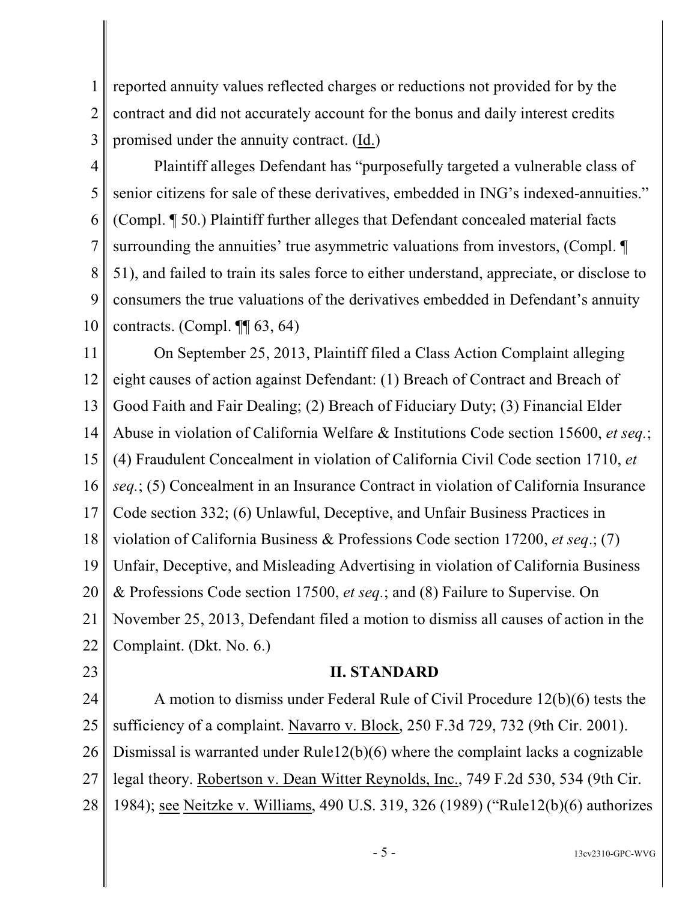reported annuity values reflected charges or reductions not provided for by the contract and did not accurately account for the bonus and daily interest credits promised under the annuity contract. (Id.)

Plaintiff alleges Defendant has "purposefully targeted a vulnerable class of senior citizens for sale of these derivatives, embedded in ING's indexed-annuities." (Compl. ¶ 50.) Plaintiff further alleges that Defendant concealed material facts surrounding the annuities' true asymmetric valuations from investors, (Compl. ¶ 51), and failed to train its sales force to either understand, appreciate, or disclose to consumers the true valuations of the derivatives embedded in Defendant's annuity contracts. (Compl. ¶¶ 63, 64)

On September 25, 2013, Plaintiff filed a Class Action Complaint alleging eight causes of action against Defendant: (1) Breach of Contract and Breach of Good Faith and Fair Dealing; (2) Breach of Fiduciary Duty; (3) Financial Elder Abuse in violation of California Welfare & Institutions Code section 15600, *et seq.*; (4) Fraudulent Concealment in violation of California Civil Code section 1710, *et seq.*; (5) Concealment in an Insurance Contract in violation of California Insurance Code section 332; (6) Unlawful, Deceptive, and Unfair Business Practices in violation of California Business & Professions Code section 17200, *et seq*.; (7) Unfair, Deceptive, and Misleading Advertising in violation of California Business & Professions Code section 17500, *et seq.*; and (8) Failure to Supervise. On November 25, 2013, Defendant filed a motion to dismiss all causes of action in the Complaint. (Dkt. No. 6.)

## II. STANDARD

A motion to dismiss under Federal Rule of Civil Procedure 12(b)(6) tests the sufficiency of a complaint. Navarro v. Block, 250 F.3d 729, 732 (9th Cir. 2001). Dismissal is warranted under Rule12(b)(6) where the complaint lacks a cognizable legal theory. Robertson v. Dean Witter Reynolds, Inc., 749 F.2d 530, 534 (9th Cir. 1984); see Neitzke v. Williams, 490 U.S. 319, 326 (1989) ("Rule12(b)(6) authorizes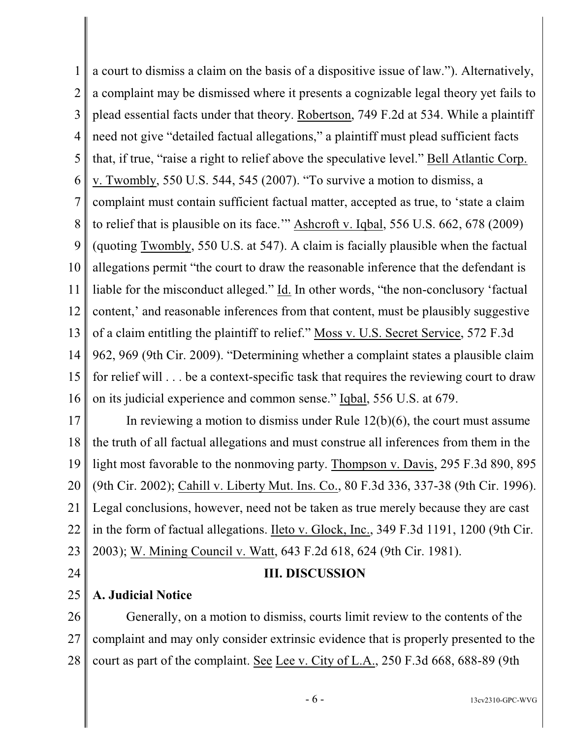a court to dismiss a claim on the basis of a dispositive issue of law."). Alternatively, a complaint may be dismissed where it presents a cognizable legal theory yet fails to plead essential facts under that theory. Robertson, 749 F.2d at 534. While a plaintiff need not give "detailed factual allegations," a plaintiff must plead sufficient facts that, if true, "raise a right to relief above the speculative level." Bell Atlantic Corp. v. Twombly, 550 U.S. 544, 545 (2007). "To survive a motion to dismiss, a complaint must contain sufficient factual matter, accepted as true, to 'state a claim to relief that is plausible on its face.'" Ashcroft v. Iqbal, 556 U.S. 662, 678 (2009) (quoting Twombly, 550 U.S. at 547). A claim is facially plausible when the factual allegations permit "the court to draw the reasonable inference that the defendant is liable for the misconduct alleged." Id. In other words, "the non-conclusory 'factual content,' and reasonable inferences from that content, must be plausibly suggestive of a claim entitling the plaintiff to relief." Moss v. U.S. Secret Service, 572 F.3d 962, 969 (9th Cir. 2009). "Determining whether a complaint states a plausible claim for relief will . . . be a context-specific task that requires the reviewing court to draw on its judicial experience and common sense." Iqbal, 556 U.S. at 679.

In reviewing a motion to dismiss under Rule 12(b)(6), the court must assume the truth of all factual allegations and must construe all inferences from them in the light most favorable to the nonmoving party. Thompson v. Davis, 295 F.3d 890, 895 (9th Cir. 2002); Cahill v. Liberty Mut. Ins. Co., 80 F.3d 336, 337-38 (9th Cir. 1996). Legal conclusions, however, need not be taken as true merely because they are cast in the form of factual allegations. Ileto v. Glock, Inc., 349 F.3d 1191, 1200 (9th Cir. 2003); W. Mining Council v. Watt, 643 F.2d 618, 624 (9th Cir. 1981).

## III. DISCUSSION

### A. Judicial Notice

Generally, on a motion to dismiss, courts limit review to the contents of the complaint and may only consider extrinsic evidence that is properly presented to the court as part of the complaint. See Lee v. City of L.A., 250 F.3d 668, 688-89 (9th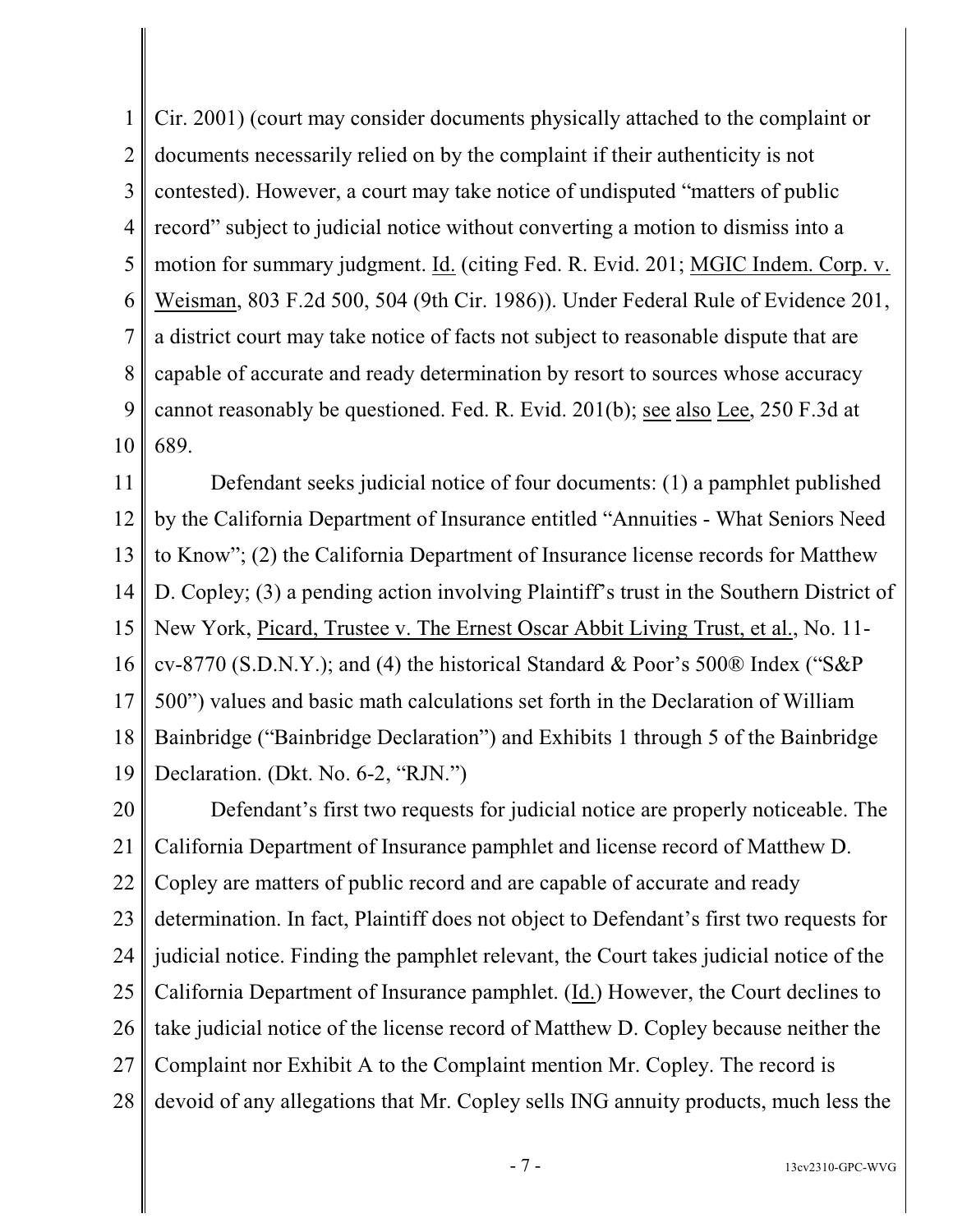Cir. 2001) (court may consider documents physically attached to the complaint or documents necessarily relied on by the complaint if their authenticity is not contested). However, a court may take notice of undisputed "matters of public record" subject to judicial notice without converting a motion to dismiss into a motion for summary judgment. Id. (citing Fed. R. Evid. 201; MGIC Indem. Corp. v. Weisman, 803 F.2d 500, 504 (9th Cir. 1986)). Under Federal Rule of Evidence 201, a district court may take notice of facts not subject to reasonable dispute that are capable of accurate and ready determination by resort to sources whose accuracy cannot reasonably be questioned. Fed. R. Evid. 201(b); see also Lee, 250 F.3d at 689.

Defendant seeks judicial notice of four documents: (1) a pamphlet published by the California Department of Insurance entitled "Annuities - What Seniors Need to Know"; (2) the California Department of Insurance license records for Matthew D. Copley; (3) a pending action involving Plaintiff's trust in the Southern District of New York, Picard, Trustee v. The Ernest Oscar Abbit Living Trust, et al., No. 11-cv-8770 (S.D.N.Y.); and (4) the historical Standard & Poor's 500® Index ("S&P 500") values and basic math calculations set forth in the Declaration of William Bainbridge ("Bainbridge Declaration") and Exhibits 1 through 5 of the Bainbridge Declaration. (Dkt. No. 6-2, "RJN.")

Defendant's first two requests for judicial notice are properly noticeable. The California Department of Insurance pamphlet and license record of Matthew D. Copley are matters of public record and are capable of accurate and ready determination. In fact, Plaintiff does not object to Defendant's first two requests for judicial notice. Finding the pamphlet relevant, the Court takes judicial notice of the California Department of Insurance pamphlet. (Id.) However, the Court declines to take judicial notice of the license record of Matthew D. Copley because neither the Complaint nor Exhibit A to the Complaint mention Mr. Copley. The record is devoid of any allegations that Mr. Copley sells ING annuity products, much less the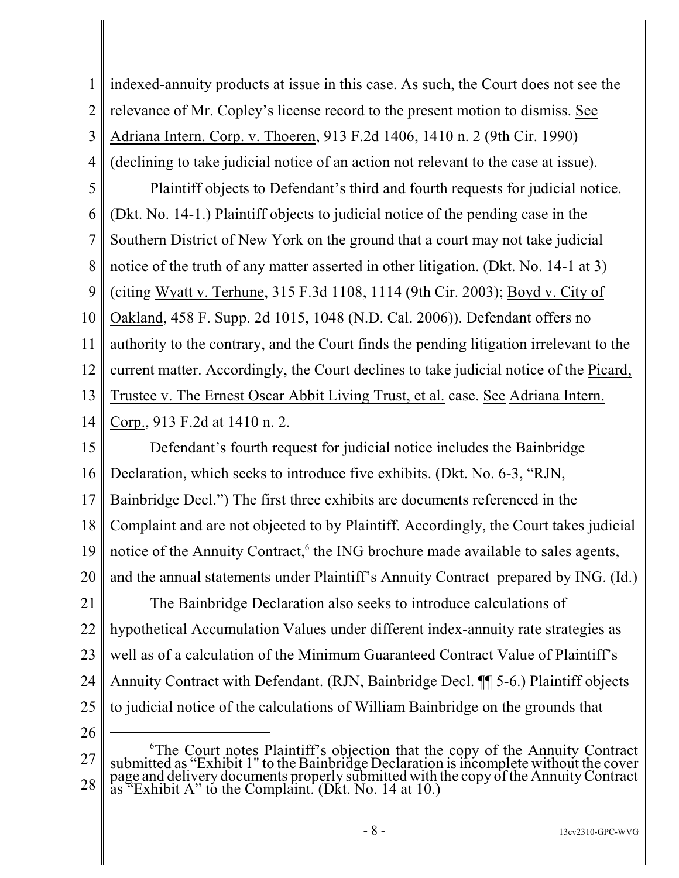indexed-annuity products at issue in this case. As such, the Court does not see the relevance of Mr. Copley's license record to the present motion to dismiss. See Adriana Intern. Corp. v. Thoeren, 913 F.2d 1406, 1410 n. 2 (9th Cir. 1990) (declining to take judicial notice of an action not relevant to the case at issue).

Plaintiff objects to Defendant's third and fourth requests for judicial notice. (Dkt. No. 14-1.) Plaintiff objects to judicial notice of the pending case in the Southern District of New York on the ground that a court may not take judicial notice of the truth of any matter asserted in other litigation. (Dkt. No. 14-1 at 3) (citing Wyatt v. Terhune, 315 F.3d 1108, 1114 (9th Cir. 2003); Boyd v. City of Oakland, 458 F. Supp. 2d 1015, 1048 (N.D. Cal. 2006)). Defendant offers no authority to the contrary, and the Court finds the pending litigation irrelevant to the current matter. Accordingly, the Court declines to take judicial notice of the Picard, Trustee v. The Ernest Oscar Abbit Living Trust, et al. case. See Adriana Intern. Corp., 913 F.2d at 1410 n. 2.

Defendant's fourth request for judicial notice includes the Bainbridge Declaration, which seeks to introduce five exhibits. (Dkt. No. 6-3, "RJN, Bainbridge Decl.") The first three exhibits are documents referenced in the Complaint and are not objected to by Plaintiff. Accordingly, the Court takes judicial notice of the Annuity Contract,[6] the ING brochure made available to sales agents, and the annual statements under Plaintiff's Annuity Contract prepared by ING. (Id.)

The Bainbridge Declaration also seeks to introduce calculations of hypothetical Accumulation Values under different index-annuity rate strategies as well as of a calculation of the Minimum Guaranteed Contract Value of Plaintiff's Annuity Contract with Defendant. (RJN, Bainbridge Decl. ¶¶ 5-6.) Plaintiff objects to judicial notice of the calculations of William Bainbridge on the grounds that

---

[6] The Court notes Plaintiff's objection that the copy of the Annuity Contract submitted as "Exhibit 1" to the Bainbridge Declaration is incomplete without the cover page and delivery documents properly submitted with the copy of the Annuity Contract as "Exhibit A" to the Complaint. (Dkt. No. 14 at 10.)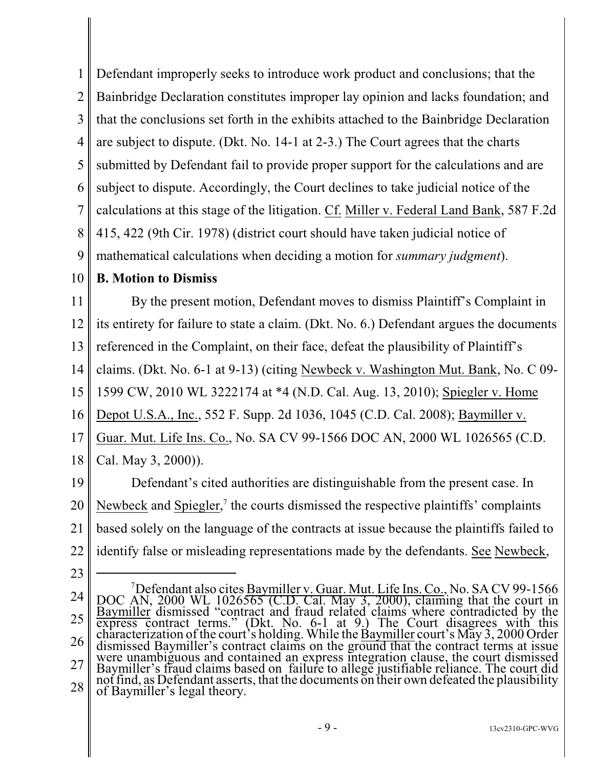Defendant improperly seeks to introduce work product and conclusions; that the Bainbridge Declaration constitutes improper lay opinion and lacks foundation; and that the conclusions set forth in the exhibits attached to the Bainbridge Declaration are subject to dispute. (Dkt. No. 14-1 at 2-3.) The Court agrees that the charts submitted by Defendant fail to provide proper support for the calculations and are subject to dispute. Accordingly, the Court declines to take judicial notice of the calculations at this stage of the litigation. Cf. Miller v. Federal Land Bank, 587 F.2d 415, 422 (9th Cir. 1978) (district court should have taken judicial notice of mathematical calculations when deciding a motion for *summary judgment*).

**B. Motion to Dismiss**

By the present motion, Defendant moves to dismiss Plaintiff's Complaint in its entirety for failure to state a claim. (Dkt. No. 6.) Defendant argues the documents referenced in the Complaint, on their face, defeat the plausibility of Plaintiff's claims. (Dkt. No. 6-1 at 9-13) (citing Newbeck v. Washington Mut. Bank, No. C 09-1599 CW, 2010 WL 3222174 at *4 (N.D. Cal. Aug. 13, 2010); Spiegler v. Home Depot U.S.A., Inc., 552 F. Supp. 2d 1036, 1045 (C.D. Cal. 2008); Baymiller v. Guar. Mut. Life Ins. Co., No. SA CV 99-1566 DOC AN, 2000 WL 1026565 (C.D. Cal. May 3, 2000)).

Defendant's cited authorities are distinguishable from the present case. In Newbeck and Spiegler,[7] the courts dismissed the respective plaintiffs' complaints based solely on the language of the contracts at issue because the plaintiffs failed to identify false or misleading representations made by the defendants. See Newbeck,

---

[7] Defendant also cites Baymiller v. Guar. Mut. Life Ins. Co., No. SA CV 99-1566 DOC AN, 2000 WL 1026565 (C.D. Cal. May 3, 2000), claiming that the court in Baymiller dismissed "contract and fraud related claims where contradicted by the express contract terms." (Dkt. No. 6-1 at 9.) The Court disagrees with this characterization of the court's holding. While the Baymiller court's May 3, 2000 Order dismissed Baymiller's contract claims on the ground that the contract terms at issue were unambiguous and contained an express integration clause, the court dismissed Baymiller's fraud claims based on failure to allege justifiable reliance. The court did not find, as Defendant asserts, that the documents on their own defeated the plausibility of Baymiller's legal theory.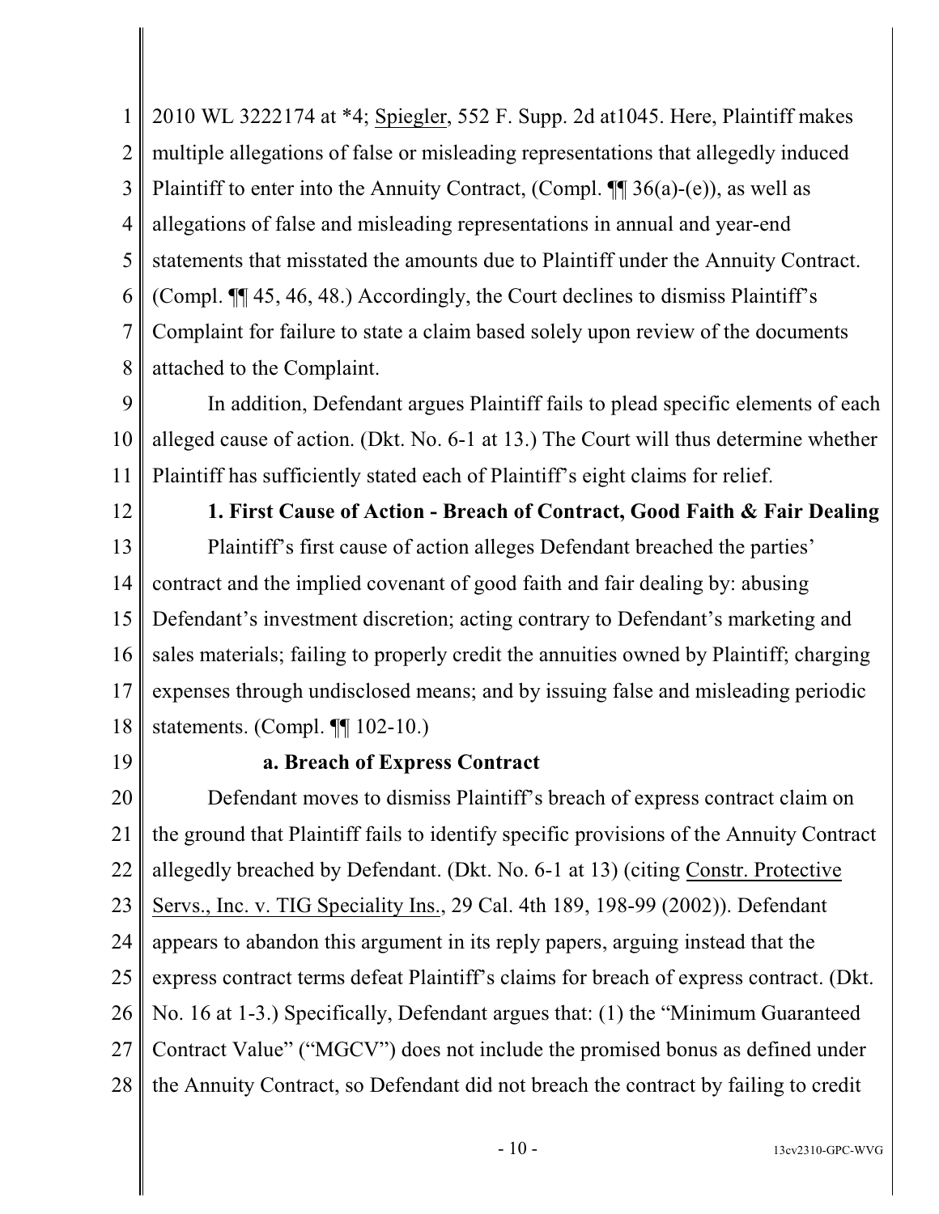2010 WL 3222174 at *4; Spiegler, 552 F. Supp. 2d at1045. Here, Plaintiff makes multiple allegations of false or misleading representations that allegedly induced Plaintiff to enter into the Annuity Contract, (Compl. ¶¶ 36(a)-(e)), as well as allegations of false and misleading representations in annual and year-end statements that misstated the amounts due to Plaintiff under the Annuity Contract. (Compl. ¶¶ 45, 46, 48.) Accordingly, the Court declines to dismiss Plaintiff's Complaint for failure to state a claim based solely upon review of the documents attached to the Complaint.

In addition, Defendant argues Plaintiff fails to plead specific elements of each alleged cause of action. (Dkt. No. 6-1 at 13.) The Court will thus determine whether Plaintiff has sufficiently stated each of Plaintiff's eight claims for relief.

**1. First Cause of Action - Breach of Contract, Good Faith & Fair Dealing**

Plaintiff's first cause of action alleges Defendant breached the parties' contract and the implied covenant of good faith and fair dealing by: abusing Defendant's investment discretion; acting contrary to Defendant's marketing and sales materials; failing to properly credit the annuities owned by Plaintiff; charging expenses through undisclosed means; and by issuing false and misleading periodic statements. (Compl. ¶¶ 102-10.)

**a. Breach of Express Contract**

Defendant moves to dismiss Plaintiff's breach of express contract claim on the ground that Plaintiff fails to identify specific provisions of the Annuity Contract allegedly breached by Defendant. (Dkt. No. 6-1 at 13) (citing Constr. Protective Servs., Inc. v. TIG Speciality Ins., 29 Cal. 4th 189, 198-99 (2002)). Defendant appears to abandon this argument in its reply papers, arguing instead that the express contract terms defeat Plaintiff's claims for breach of express contract. (Dkt. No. 16 at 1-3.) Specifically, Defendant argues that: (1) the "Minimum Guaranteed Contract Value" ("MGCV") does not include the promised bonus as defined under the Annuity Contract, so Defendant did not breach the contract by failing to credit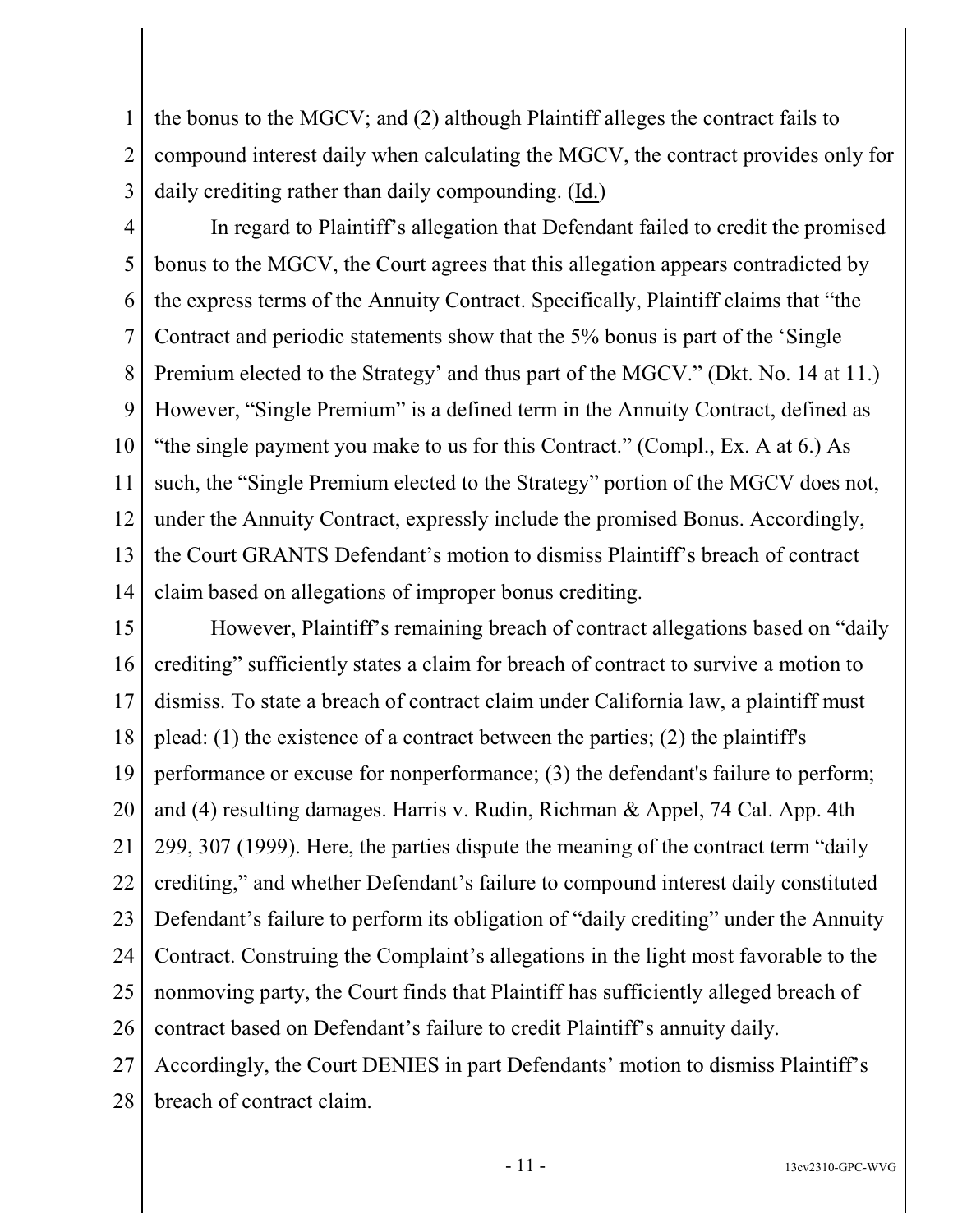the bonus to the MGCV; and (2) although Plaintiff alleges the contract fails to compound interest daily when calculating the MGCV, the contract provides only for daily crediting rather than daily compounding. (Id.)

In regard to Plaintiff's allegation that Defendant failed to credit the promised bonus to the MGCV, the Court agrees that this allegation appears contradicted by the express terms of the Annuity Contract. Specifically, Plaintiff claims that "the Contract and periodic statements show that the 5% bonus is part of the 'Single Premium elected to the Strategy' and thus part of the MGCV." (Dkt. No. 14 at 11.) However, "Single Premium" is a defined term in the Annuity Contract, defined as "the single payment you make to us for this Contract." (Compl., Ex. A at 6.) As such, the "Single Premium elected to the Strategy" portion of the MGCV does not, under the Annuity Contract, expressly include the promised Bonus. Accordingly, the Court GRANTS Defendant's motion to dismiss Plaintiff's breach of contract claim based on allegations of improper bonus crediting.

However, Plaintiff's remaining breach of contract allegations based on "daily crediting" sufficiently states a claim for breach of contract to survive a motion to dismiss. To state a breach of contract claim under California law, a plaintiff must plead: (1) the existence of a contract between the parties; (2) the plaintiff's performance or excuse for nonperformance; (3) the defendant's failure to perform; and (4) resulting damages. Harris v. Rudin, Richman & Appel, 74 Cal. App. 4th 299, 307 (1999). Here, the parties dispute the meaning of the contract term "daily crediting," and whether Defendant's failure to compound interest daily constituted Defendant's failure to perform its obligation of "daily crediting" under the Annuity Contract. Construing the Complaint's allegations in the light most favorable to the nonmoving party, the Court finds that Plaintiff has sufficiently alleged breach of contract based on Defendant's failure to credit Plaintiff's annuity daily. Accordingly, the Court DENIES in part Defendants' motion to dismiss Plaintiff's breach of contract claim.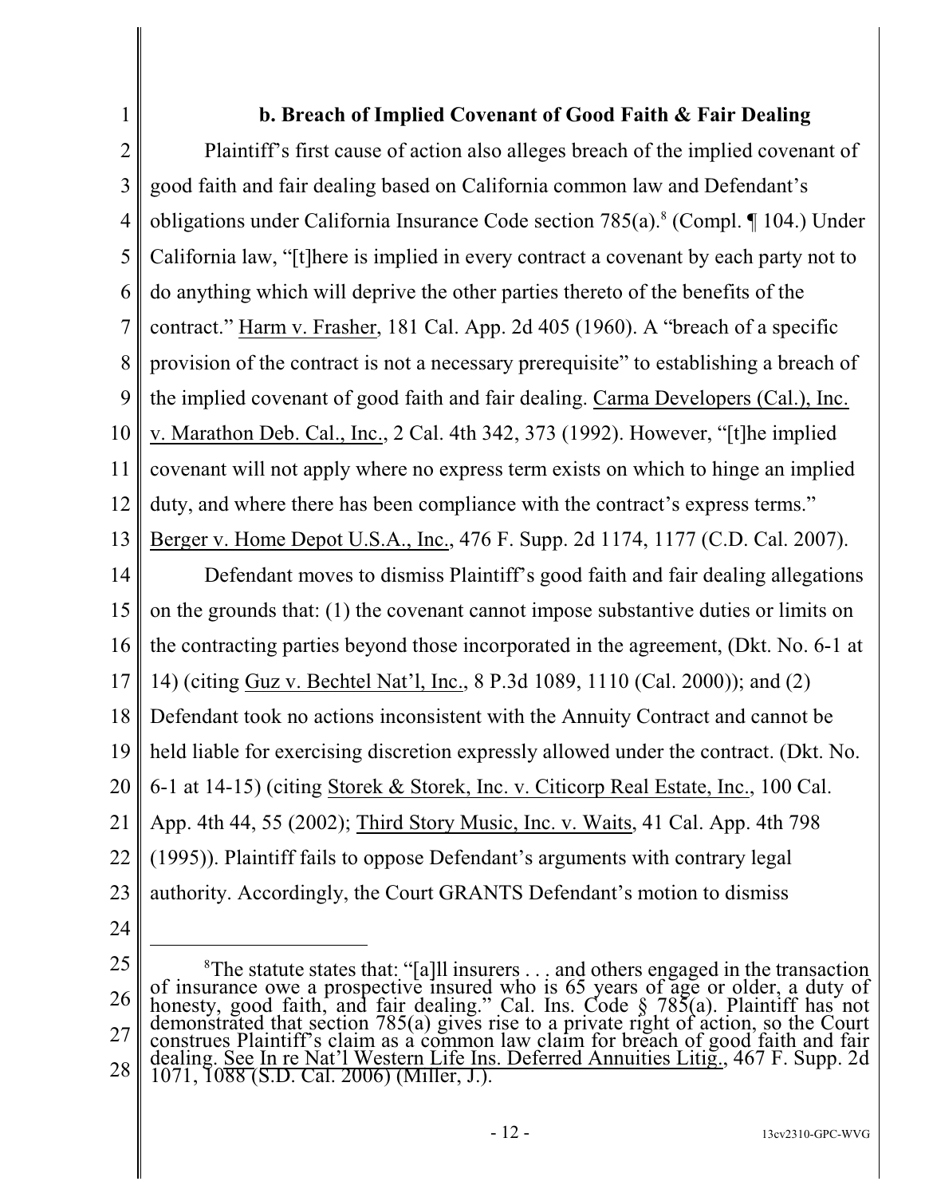**b. Breach of Implied Covenant of Good Faith & Fair Dealing**

Plaintiff's first cause of action also alleges breach of the implied covenant of good faith and fair dealing based on California common law and Defendant's obligations under California Insurance Code section 785(a).[8] (Compl. ¶ 104.) Under California law, "[t]here is implied in every contract a covenant by each party not to do anything which will deprive the other parties thereto of the benefits of the contract." Harm v. Frasher, 181 Cal. App. 2d 405 (1960). A "breach of a specific provision of the contract is not a necessary prerequisite" to establishing a breach of the implied covenant of good faith and fair dealing. Carma Developers (Cal.), Inc. v. Marathon Deb. Cal., Inc., 2 Cal. 4th 342, 373 (1992). However, "[t]he implied covenant will not apply where no express term exists on which to hinge an implied duty, and where there has been compliance with the contract's express terms." Berger v. Home Depot U.S.A., Inc., 476 F. Supp. 2d 1174, 1177 (C.D. Cal. 2007).

Defendant moves to dismiss Plaintiff's good faith and fair dealing allegations on the grounds that: (1) the covenant cannot impose substantive duties or limits on the contracting parties beyond those incorporated in the agreement, (Dkt. No. 6-1 at 14) (citing Guz v. Bechtel Nat'l, Inc., 8 P.3d 1089, 1110 (Cal. 2000)); and (2) Defendant took no actions inconsistent with the Annuity Contract and cannot be held liable for exercising discretion expressly allowed under the contract. (Dkt. No. 6-1 at 14-15) (citing Storek & Storek, Inc. v. Citicorp Real Estate, Inc., 100 Cal. App. 4th 44, 55 (2002); Third Story Music, Inc. v. Waits, 41 Cal. App. 4th 798 (1995)). Plaintiff fails to oppose Defendant's arguments with contrary legal authority. Accordingly, the Court GRANTS Defendant's motion to dismiss

---

[8] The statute states that: "[a]ll insurers . . . and others engaged in the transaction of insurance owe a prospective insured who is 65 years of age or older, a duty of honesty, good faith, and fair dealing." Cal. Ins. Code § 785(a). Plaintiff has not demonstrated that section 785(a) gives rise to a private right of action, so the Court construes Plaintiff's claim as a common law claim for breach of good faith and fair dealing. See In re Nat'l Western Life Ins. Deferred Annuities Litig., 467 F. Supp. 2d 1071, 1088 (S.D. Cal. 2006) (Miller, J.).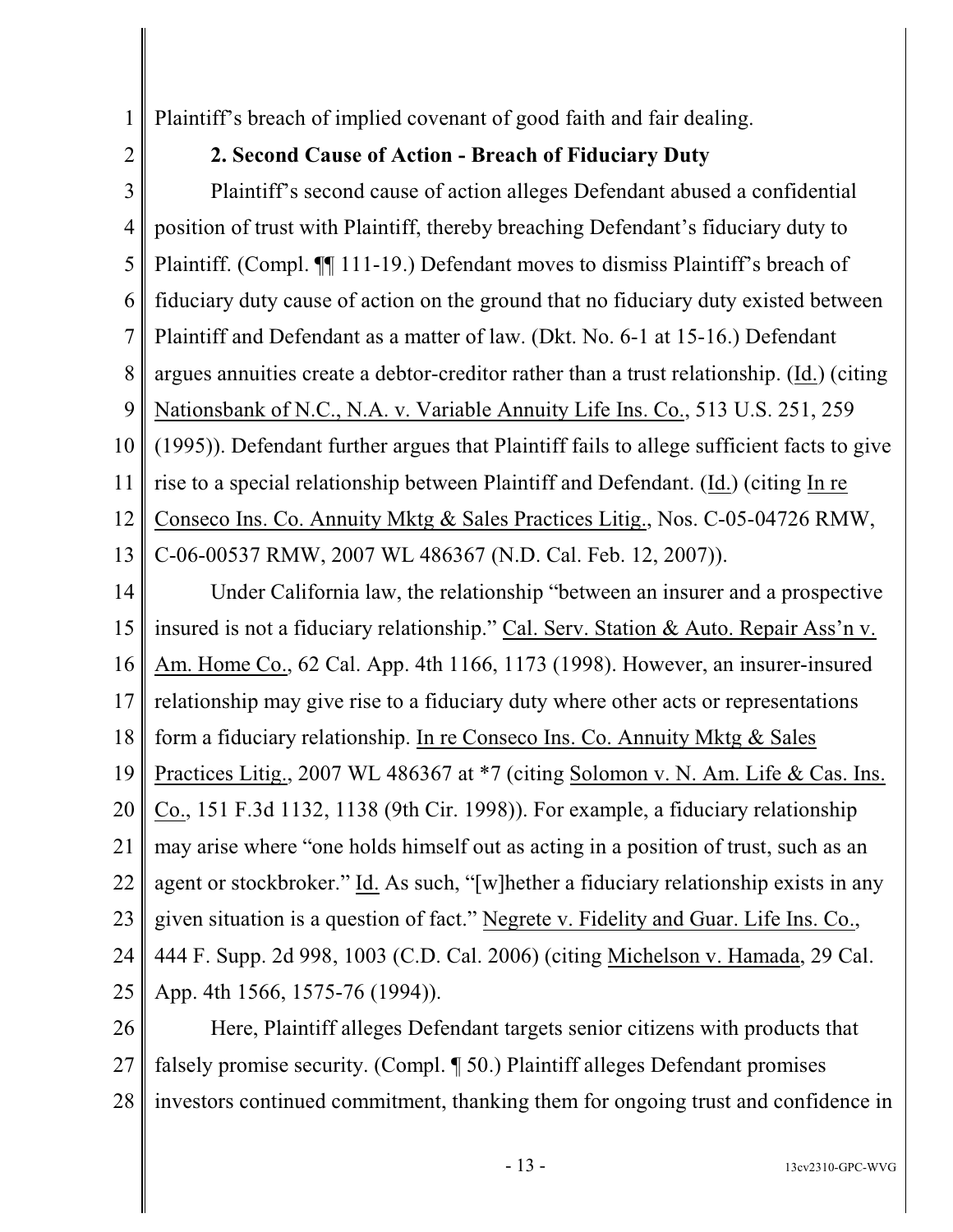Plaintiff's breach of implied covenant of good faith and fair dealing.

**2. Second Cause of Action - Breach of Fiduciary Duty**

Plaintiff's second cause of action alleges Defendant abused a confidential position of trust with Plaintiff, thereby breaching Defendant's fiduciary duty to Plaintiff. (Compl. ¶¶ 111-19.) Defendant moves to dismiss Plaintiff's breach of fiduciary duty cause of action on the ground that no fiduciary duty existed between Plaintiff and Defendant as a matter of law. (Dkt. No. 6-1 at 15-16.) Defendant argues annuities create a debtor-creditor rather than a trust relationship. (Id.) (citing Nationsbank of N.C., N.A. v. Variable Annuity Life Ins. Co., 513 U.S. 251, 259 (1995)). Defendant further argues that Plaintiff fails to allege sufficient facts to give rise to a special relationship between Plaintiff and Defendant. (Id.) (citing In re Conseco Ins. Co. Annuity Mktg & Sales Practices Litig., Nos. C-05-04726 RMW, C-06-00537 RMW, 2007 WL 486367 (N.D. Cal. Feb. 12, 2007)).

Under California law, the relationship "between an insurer and a prospective insured is not a fiduciary relationship." Cal. Serv. Station & Auto. Repair Ass'n v. Am. Home Co., 62 Cal. App. 4th 1166, 1173 (1998). However, an insurer-insured relationship may give rise to a fiduciary duty where other acts or representations form a fiduciary relationship. In re Conseco Ins. Co. Annuity Mktg & Sales Practices Litig., 2007 WL 486367 at *7 (citing Solomon v. N. Am. Life & Cas. Ins. Co., 151 F.3d 1132, 1138 (9th Cir. 1998)). For example, a fiduciary relationship may arise where "one holds himself out as acting in a position of trust, such as an agent or stockbroker." Id. As such, "[w]hether a fiduciary relationship exists in any given situation is a question of fact." Negrete v. Fidelity and Guar. Life Ins. Co., 444 F. Supp. 2d 998, 1003 (C.D. Cal. 2006) (citing Michelson v. Hamada, 29 Cal. App. 4th 1566, 1575-76 (1994)).

Here, Plaintiff alleges Defendant targets senior citizens with products that falsely promise security. (Compl. ¶ 50.) Plaintiff alleges Defendant promises investors continued commitment, thanking them for ongoing trust and confidence in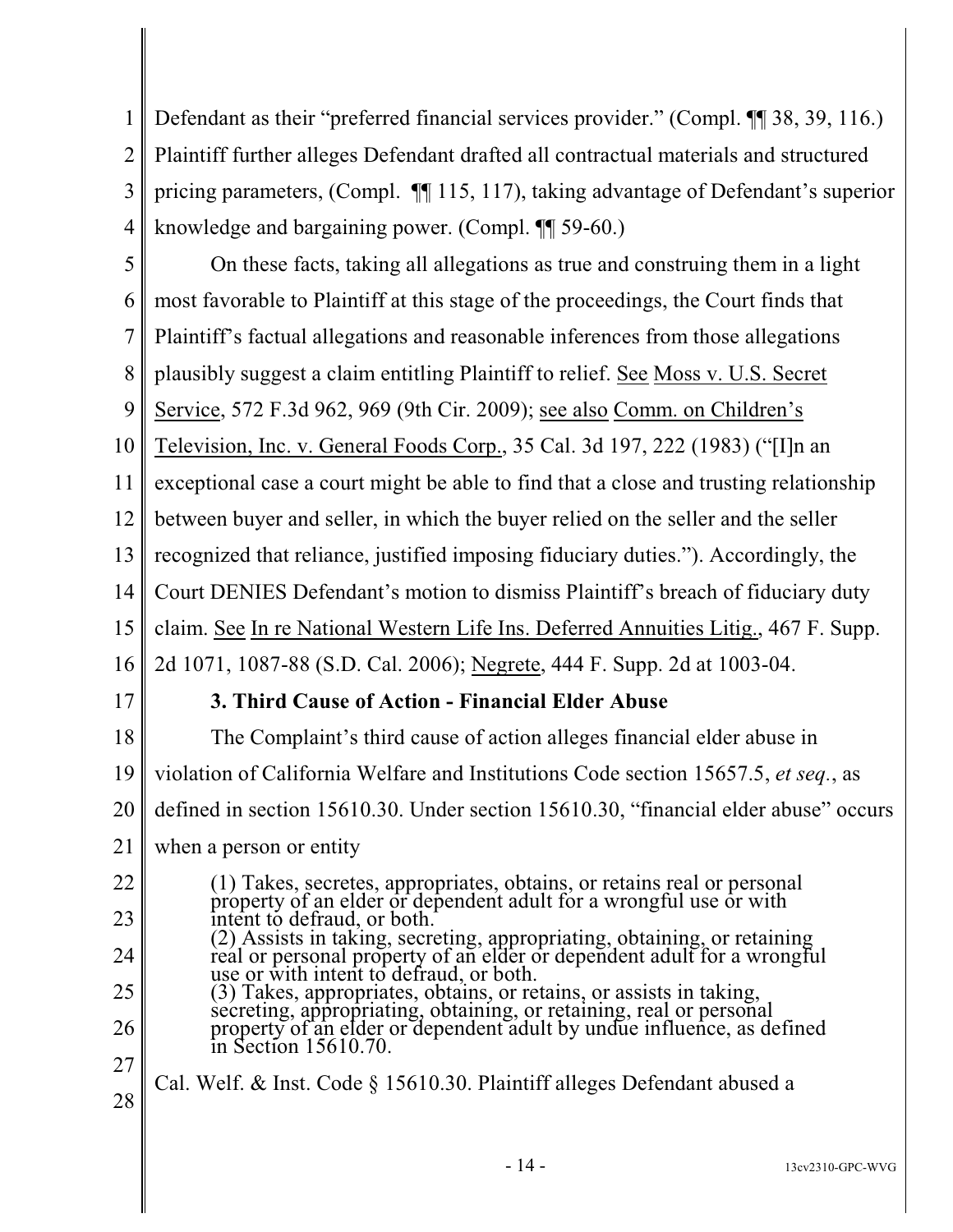Defendant as their "preferred financial services provider." (Compl. ¶¶ 38, 39, 116.) Plaintiff further alleges Defendant drafted all contractual materials and structured pricing parameters, (Compl. ¶¶ 115, 117), taking advantage of Defendant's superior knowledge and bargaining power. (Compl. ¶¶ 59-60.)

On these facts, taking all allegations as true and construing them in a light most favorable to Plaintiff at this stage of the proceedings, the Court finds that Plaintiff's factual allegations and reasonable inferences from those allegations plausibly suggest a claim entitling Plaintiff to relief. See Moss v. U.S. Secret Service, 572 F.3d 962, 969 (9th Cir. 2009); see also Comm. on Children's Television, Inc. v. General Foods Corp., 35 Cal. 3d 197, 222 (1983) ("[I]n an exceptional case a court might be able to find that a close and trusting relationship between buyer and seller, in which the buyer relied on the seller and the seller recognized that reliance, justified imposing fiduciary duties."). Accordingly, the Court DENIES Defendant's motion to dismiss Plaintiff's breach of fiduciary duty claim. See In re National Western Life Ins. Deferred Annuities Litig., 467 F. Supp. 2d 1071, 1087-88 (S.D. Cal. 2006); Negrete, 444 F. Supp. 2d at 1003-04.

**3. Third Cause of Action - Financial Elder Abuse**

The Complaint's third cause of action alleges financial elder abuse in violation of California Welfare and Institutions Code section 15657.5, *et seq.*, as defined in section 15610.30. Under section 15610.30, "financial elder abuse" occurs when a person or entity

> (1) Takes, secretes, appropriates, obtains, or retains real or personal property of an elder or dependent adult for a wrongful use or with intent to defraud, or both.
> (2) Assists in taking, secreting, appropriating, obtaining, or retaining real or personal property of an elder or dependent adult for a wrongful use or with intent to defraud, or both.
> (3) Takes, appropriates, obtains, or retains, or assists in taking, secreting, appropriating, obtaining, or retaining, real or personal property of an elder or dependent adult by undue influence, as defined in Section 15610.70.

Cal. Welf. & Inst. Code § 15610.30. Plaintiff alleges Defendant abused a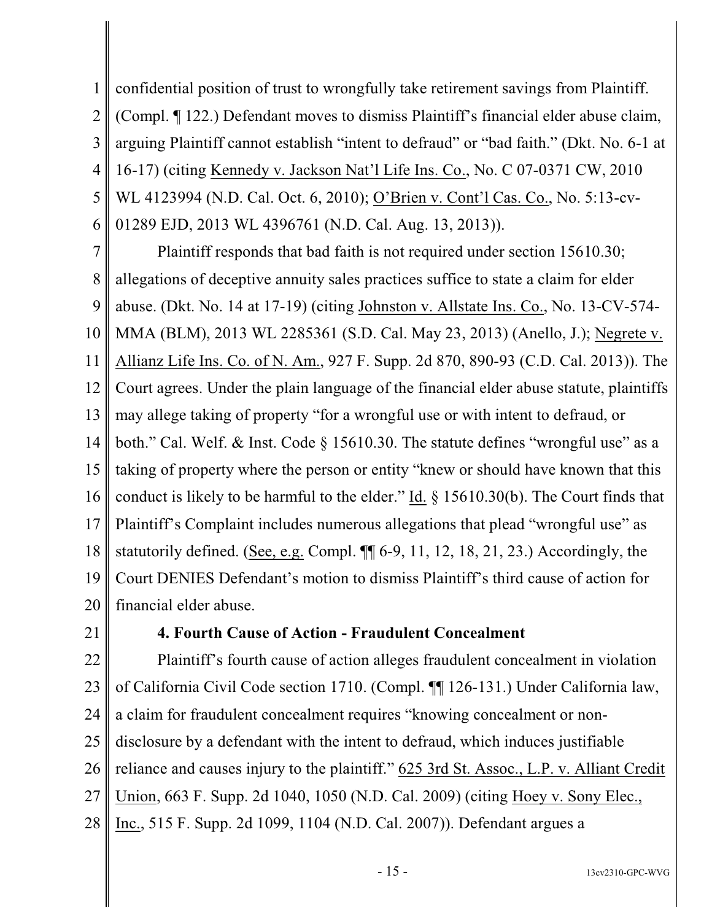confidential position of trust to wrongfully take retirement savings from Plaintiff. (Compl. ¶ 122.) Defendant moves to dismiss Plaintiff's financial elder abuse claim, arguing Plaintiff cannot establish "intent to defraud" or "bad faith." (Dkt. No. 6-1 at 16-17) (citing Kennedy v. Jackson Nat'l Life Ins. Co., No. C 07-0371 CW, 2010 WL 4123994 (N.D. Cal. Oct. 6, 2010); O'Brien v. Cont'l Cas. Co., No. 5:13-cv-01289 EJD, 2013 WL 4396761 (N.D. Cal. Aug. 13, 2013)).

Plaintiff responds that bad faith is not required under section 15610.30; allegations of deceptive annuity sales practices suffice to state a claim for elder abuse. (Dkt. No. 14 at 17-19) (citing Johnston v. Allstate Ins. Co., No. 13-CV-574-MMA (BLM), 2013 WL 2285361 (S.D. Cal. May 23, 2013) (Anello, J.); Negrete v. Allianz Life Ins. Co. of N. Am., 927 F. Supp. 2d 870, 890-93 (C.D. Cal. 2013)). The Court agrees. Under the plain language of the financial elder abuse statute, plaintiffs may allege taking of property "for a wrongful use or with intent to defraud, or both." Cal. Welf. & Inst. Code § 15610.30. The statute defines "wrongful use" as a taking of property where the person or entity "knew or should have known that this conduct is likely to be harmful to the elder." Id. § 15610.30(b). The Court finds that Plaintiff's Complaint includes numerous allegations that plead "wrongful use" as statutorily defined. (See, e.g. Compl. ¶¶ 6-9, 11, 12, 18, 21, 23.) Accordingly, the Court DENIES Defendant's motion to dismiss Plaintiff's third cause of action for financial elder abuse.

**4. Fourth Cause of Action - Fraudulent Concealment**

Plaintiff's fourth cause of action alleges fraudulent concealment in violation of California Civil Code section 1710. (Compl. ¶¶ 126-131.) Under California law, a claim for fraudulent concealment requires "knowing concealment or non-disclosure by a defendant with the intent to defraud, which induces justifiable reliance and causes injury to the plaintiff." 625 3rd St. Assoc., L.P. v. Alliant Credit Union, 663 F. Supp. 2d 1040, 1050 (N.D. Cal. 2009) (citing Hoey v. Sony Elec., Inc., 515 F. Supp. 2d 1099, 1104 (N.D. Cal. 2007)). Defendant argues a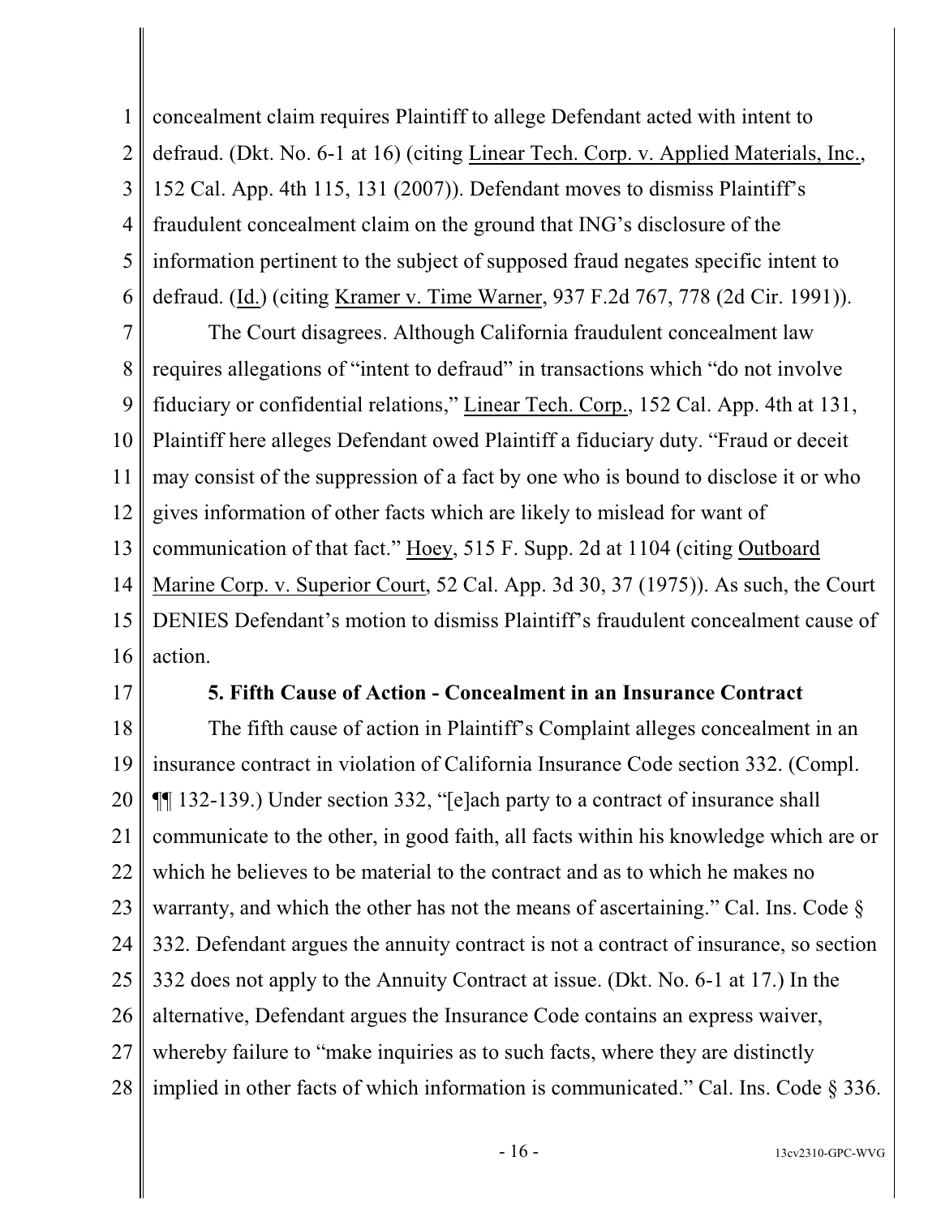concealment claim requires Plaintiff to allege Defendant acted with intent to defraud. (Dkt. No. 6-1 at 16) (citing Linear Tech. Corp. v. Applied Materials, Inc., 152 Cal. App. 4th 115, 131 (2007)). Defendant moves to dismiss Plaintiff's fraudulent concealment claim on the ground that ING's disclosure of the information pertinent to the subject of supposed fraud negates specific intent to defraud. (Id.) (citing Kramer v. Time Warner, 937 F.2d 767, 778 (2d Cir. 1991)).

The Court disagrees. Although California fraudulent concealment law requires allegations of "intent to defraud" in transactions which "do not involve fiduciary or confidential relations," Linear Tech. Corp., 152 Cal. App. 4th at 131, Plaintiff here alleges Defendant owed Plaintiff a fiduciary duty. "Fraud or deceit may consist of the suppression of a fact by one who is bound to disclose it or who gives information of other facts which are likely to mislead for want of communication of that fact." Hoey, 515 F. Supp. 2d at 1104 (citing Outboard Marine Corp. v. Superior Court, 52 Cal. App. 3d 30, 37 (1975)). As such, the Court DENIES Defendant's motion to dismiss Plaintiff's fraudulent concealment cause of action.

**5. Fifth Cause of Action - Concealment in an Insurance Contract**

The fifth cause of action in Plaintiff's Complaint alleges concealment in an insurance contract in violation of California Insurance Code section 332. (Compl. ¶¶ 132-139.) Under section 332, "[e]ach party to a contract of insurance shall communicate to the other, in good faith, all facts within his knowledge which are or which he believes to be material to the contract and as to which he makes no warranty, and which the other has not the means of ascertaining." Cal. Ins. Code § 332. Defendant argues the annuity contract is not a contract of insurance, so section 332 does not apply to the Annuity Contract at issue. (Dkt. No. 6-1 at 17.) In the alternative, Defendant argues the Insurance Code contains an express waiver, whereby failure to "make inquiries as to such facts, where they are distinctly implied in other facts of which information is communicated." Cal. Ins. Code § 336.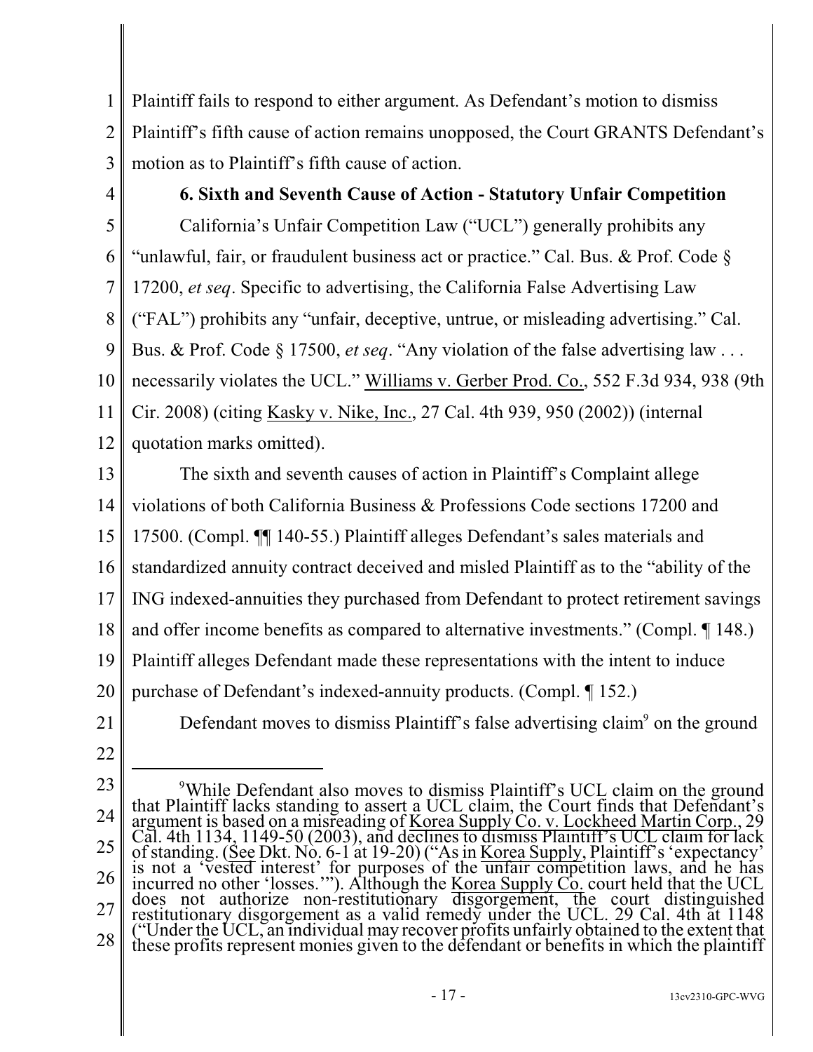Plaintiff fails to respond to either argument. As Defendant's motion to dismiss Plaintiff's fifth cause of action remains unopposed, the Court GRANTS Defendant's motion as to Plaintiff's fifth cause of action.

**6. Sixth and Seventh Cause of Action - Statutory Unfair Competition**

California's Unfair Competition Law ("UCL") generally prohibits any "unlawful, fair, or fraudulent business act or practice." Cal. Bus. & Prof. Code § 17200, *et seq*. Specific to advertising, the California False Advertising Law ("FAL") prohibits any "unfair, deceptive, untrue, or misleading advertising." Cal. Bus. & Prof. Code § 17500, *et seq*. "Any violation of the false advertising law . . . necessarily violates the UCL." Williams v. Gerber Prod. Co., 552 F.3d 934, 938 (9th Cir. 2008) (citing Kasky v. Nike, Inc., 27 Cal. 4th 939, 950 (2002)) (internal quotation marks omitted).

The sixth and seventh causes of action in Plaintiff's Complaint allege violations of both California Business & Professions Code sections 17200 and 17500. (Compl. ¶¶ 140-55.) Plaintiff alleges Defendant's sales materials and standardized annuity contract deceived and misled Plaintiff as to the "ability of the ING indexed-annuities they purchased from Defendant to protect retirement savings and offer income benefits as compared to alternative investments." (Compl. ¶ 148.) Plaintiff alleges Defendant made these representations with the intent to induce purchase of Defendant's indexed-annuity products. (Compl. ¶ 152.)

Defendant moves to dismiss Plaintiff's false advertising claim[9] on the ground

---

[9] While Defendant also moves to dismiss Plaintiff's UCL claim on the ground that Plaintiff lacks standing to assert a UCL claim, the Court finds that Defendant's argument is based on a misreading of Korea Supply Co. v. Lockheed Martin Corp., 29 Cal. 4th 1134, 1149-50 (2003), and declines to dismiss Plaintiff's UCL claim for lack of standing. (See Dkt. No. 6-1 at 19-20) ("As in Korea Supply, Plaintiff's 'expectancy' is not a 'vested interest' for purposes of the unfair competition laws, and he has incurred no other 'losses.'"). Although the Korea Supply Co. court held that the UCL does not authorize non-restitutionary disgorgement, the court distinguished restitutionary disgorgement as a valid remedy under the UCL. 29 Cal. 4th at 1148 ("Under the UCL, an individual may recover profits unfairly obtained to the extent that these profits represent monies given to the defendant or benefits in which the plaintiff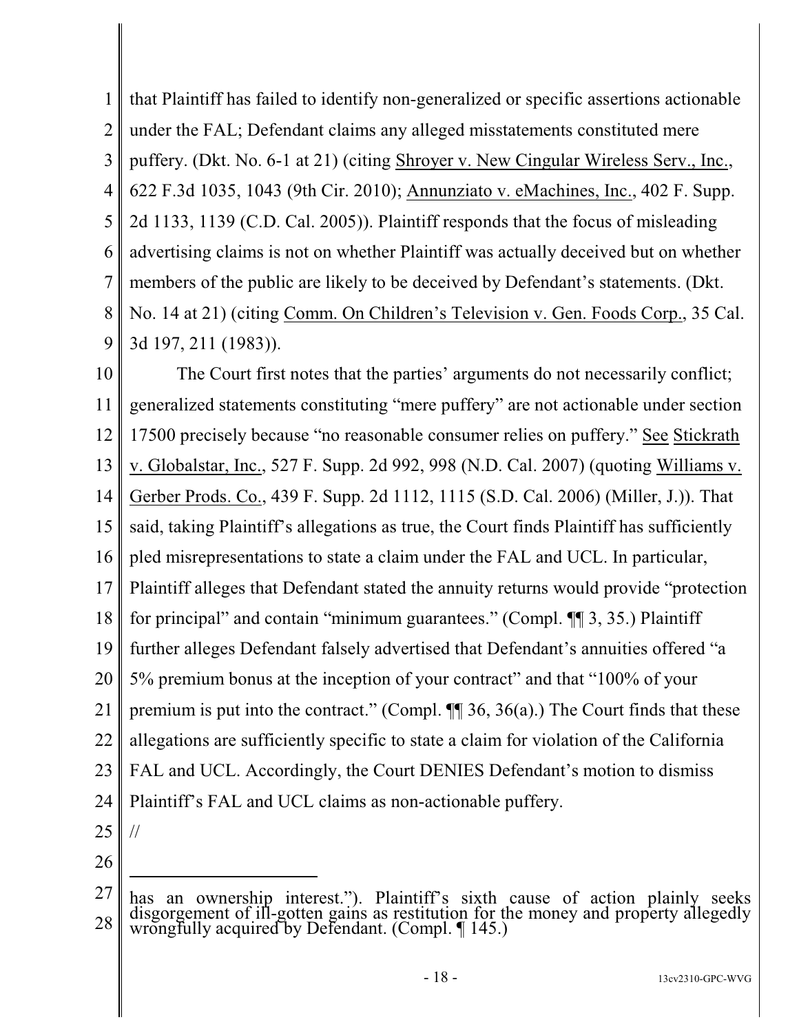that Plaintiff has failed to identify non-generalized or specific assertions actionable under the FAL; Defendant claims any alleged misstatements constituted mere puffery. (Dkt. No. 6-1 at 21) (citing Shroyer v. New Cingular Wireless Serv., Inc., 622 F.3d 1035, 1043 (9th Cir. 2010); Annunziato v. eMachines, Inc., 402 F. Supp. 2d 1133, 1139 (C.D. Cal. 2005)). Plaintiff responds that the focus of misleading advertising claims is not on whether Plaintiff was actually deceived but on whether members of the public are likely to be deceived by Defendant's statements. (Dkt. No. 14 at 21) (citing Comm. On Children's Television v. Gen. Foods Corp., 35 Cal. 3d 197, 211 (1983)).

The Court first notes that the parties' arguments do not necessarily conflict; generalized statements constituting "mere puffery" are not actionable under section 17500 precisely because "no reasonable consumer relies on puffery." See Stickrath v. Globalstar, Inc., 527 F. Supp. 2d 992, 998 (N.D. Cal. 2007) (quoting Williams v. Gerber Prods. Co., 439 F. Supp. 2d 1112, 1115 (S.D. Cal. 2006) (Miller, J.)). That said, taking Plaintiff's allegations as true, the Court finds Plaintiff has sufficiently pled misrepresentations to state a claim under the FAL and UCL. In particular, Plaintiff alleges that Defendant stated the annuity returns would provide "protection for principal" and contain "minimum guarantees." (Compl. ¶¶ 3, 35.) Plaintiff further alleges Defendant falsely advertised that Defendant's annuities offered "a 5% premium bonus at the inception of your contract" and that "100% of your premium is put into the contract." (Compl. ¶¶ 36, 36(a).) The Court finds that these allegations are sufficiently specific to state a claim for violation of the California FAL and UCL. Accordingly, the Court DENIES Defendant's motion to dismiss Plaintiff's FAL and UCL claims as non-actionable puffery.

//

---

has an ownership interest."). Plaintiff's sixth cause of action plainly seeks disgorgement of ill-gotten gains as restitution for the money and property allegedly wrongfully acquired by Defendant. (Compl. ¶ 145.)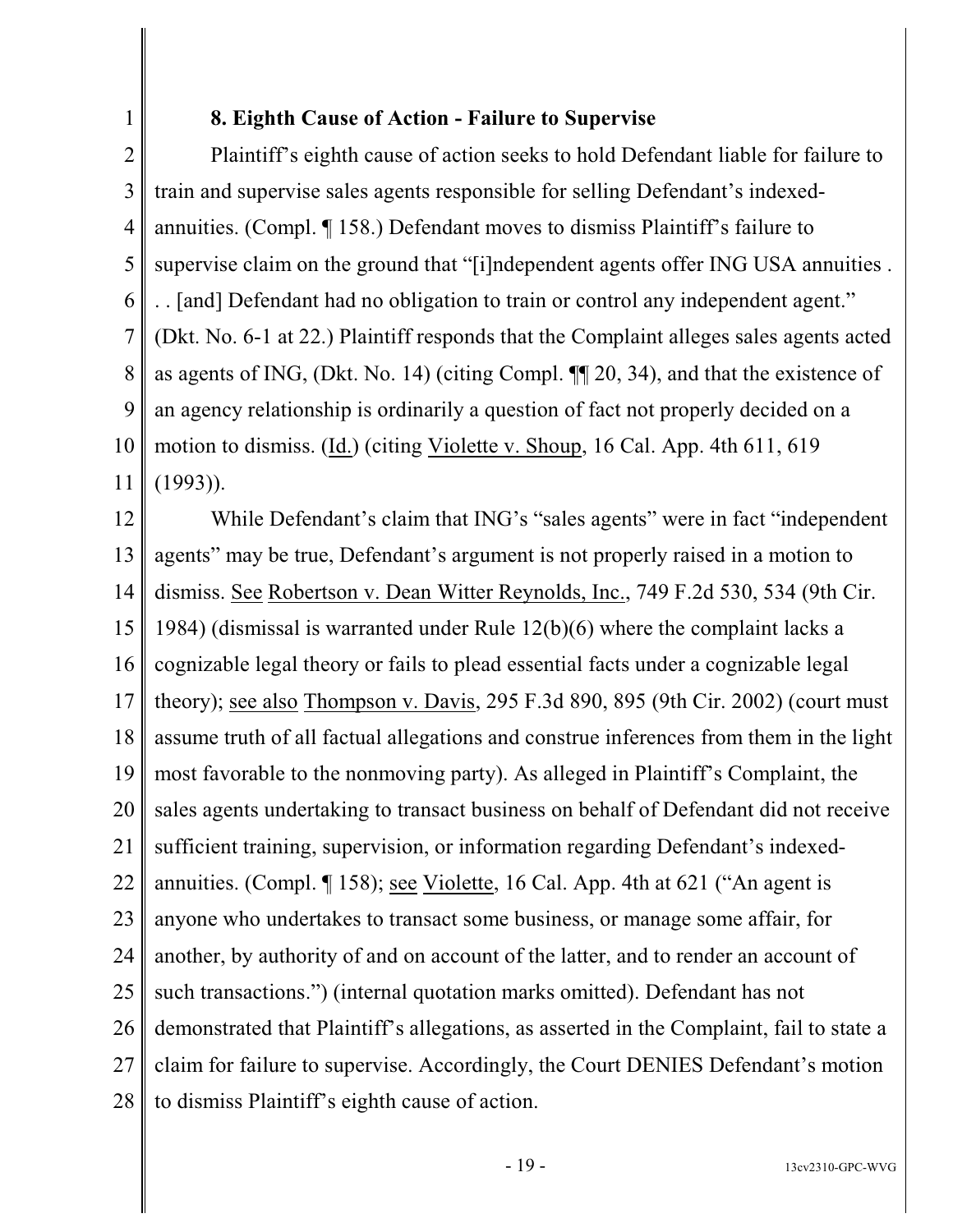### 8. Eighth Cause of Action - Failure to Supervise

Plaintiff's eighth cause of action seeks to hold Defendant liable for failure to train and supervise sales agents responsible for selling Defendant's indexed-annuities. (Compl. ¶ 158.) Defendant moves to dismiss Plaintiff's failure to supervise claim on the ground that "[i]ndependent agents offer ING USA annuities . . . [and] Defendant had no obligation to train or control any independent agent." (Dkt. No. 6-1 at 22.) Plaintiff responds that the Complaint alleges sales agents acted as agents of ING, (Dkt. No. 14) (citing Compl. ¶¶ 20, 34), and that the existence of an agency relationship is ordinarily a question of fact not properly decided on a motion to dismiss. (Id.) (citing Violette v. Shoup, 16 Cal. App. 4th 611, 619 (1993)).

While Defendant's claim that ING's "sales agents" were in fact "independent agents" may be true, Defendant's argument is not properly raised in a motion to dismiss. See Robertson v. Dean Witter Reynolds, Inc., 749 F.2d 530, 534 (9th Cir. 1984) (dismissal is warranted under Rule 12(b)(6) where the complaint lacks a cognizable legal theory or fails to plead essential facts under a cognizable legal theory); see also Thompson v. Davis, 295 F.3d 890, 895 (9th Cir. 2002) (court must assume truth of all factual allegations and construe inferences from them in the light most favorable to the nonmoving party). As alleged in Plaintiff's Complaint, the sales agents undertaking to transact business on behalf of Defendant did not receive sufficient training, supervision, or information regarding Defendant's indexed-annuities. (Compl. ¶ 158); see Violette, 16 Cal. App. 4th at 621 ("An agent is anyone who undertakes to transact some business, or manage some affair, for another, by authority of and on account of the latter, and to render an account of such transactions.") (internal quotation marks omitted). Defendant has not demonstrated that Plaintiff's allegations, as asserted in the Complaint, fail to state a claim for failure to supervise. Accordingly, the Court DENIES Defendant's motion to dismiss Plaintiff's eighth cause of action.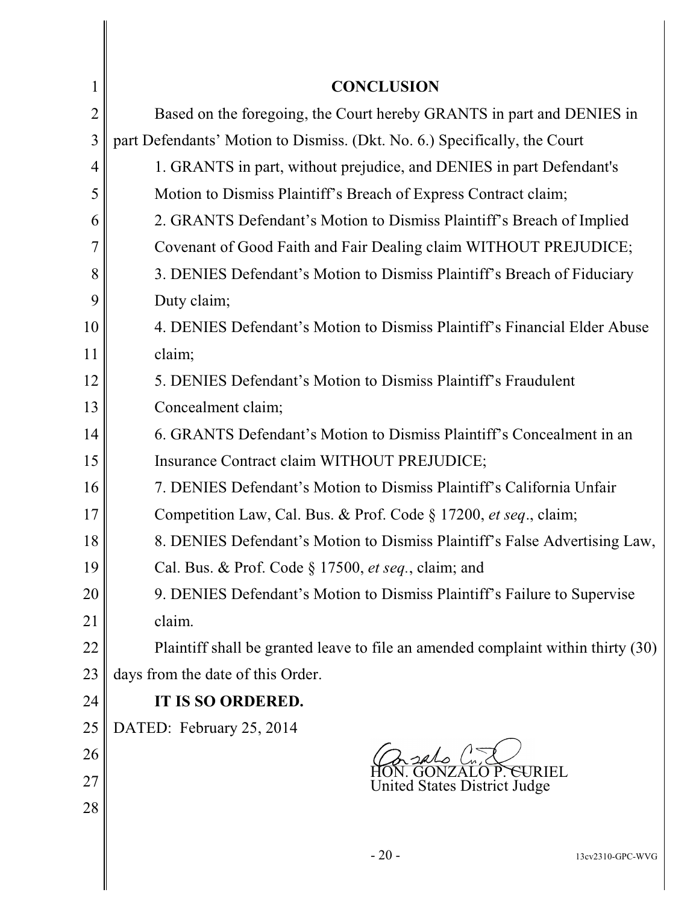## CONCLUSION

Based on the foregoing, the Court hereby GRANTS in part and DENIES in part Defendants' Motion to Dismiss. (Dkt. No. 6.) Specifically, the Court

1. GRANTS in part, without prejudice, and DENIES in part Defendant's Motion to Dismiss Plaintiff's Breach of Express Contract claim;
2. GRANTS Defendant's Motion to Dismiss Plaintiff's Breach of Implied Covenant of Good Faith and Fair Dealing claim WITHOUT PREJUDICE;
3. DENIES Defendant's Motion to Dismiss Plaintiff's Breach of Fiduciary Duty claim;
4. DENIES Defendant's Motion to Dismiss Plaintiff's Financial Elder Abuse claim;
5. DENIES Defendant's Motion to Dismiss Plaintiff's Fraudulent Concealment claim;
6. GRANTS Defendant's Motion to Dismiss Plaintiff's Concealment in an Insurance Contract claim WITHOUT PREJUDICE;
7. DENIES Defendant's Motion to Dismiss Plaintiff's California Unfair Competition Law, Cal. Bus. & Prof. Code § 17200, *et seq*., claim;
8. DENIES Defendant's Motion to Dismiss Plaintiff's False Advertising Law, Cal. Bus. & Prof. Code § 17500, *et seq.*, claim; and
9. DENIES Defendant's Motion to Dismiss Plaintiff's Failure to Supervise claim.

Plaintiff shall be granted leave to file an amended complaint within thirty (30) days from the date of this Order.

**IT IS SO ORDERED.**

DATED: February 25, 2014

HON. GONZALO P. CURIEL
United States District Judge

13cv2310-GPC-WVG